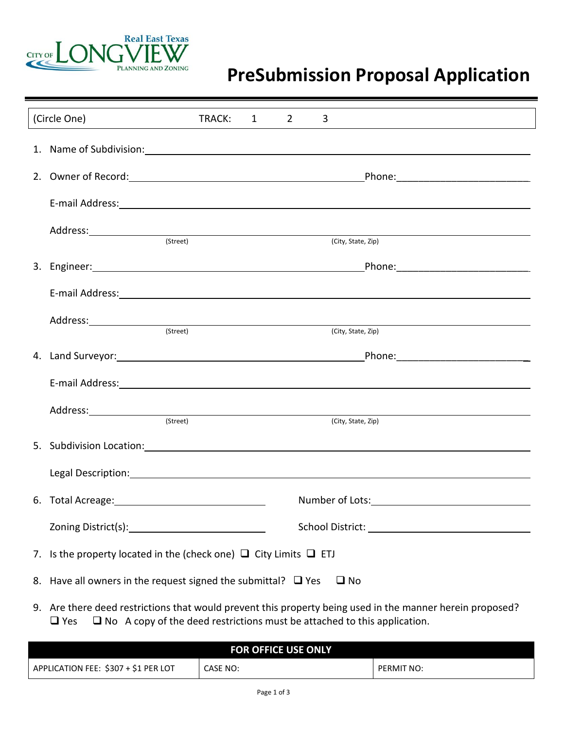CITY OF LONGVIEW
Real East Texas
PLANNING AND ZONING

# PreSubmission Proposal Application

| (Circle One) | TRACK: 1 2 3 |
|---|---|

1. Name of Subdivision: ____________________

2. Owner of Record: ____________________ Phone: ____________________

   E-mail Address: ____________________

   Address: ____________________ (Street) ____________________ (City, State, Zip)

3. Engineer: ____________________ Phone: ____________________

   E-mail Address: ____________________

   Address: ____________________ (Street) ____________________ (City, State, Zip)

4. Land Surveyor: ____________________ Phone: ____________________

   E-mail Address: ____________________

   Address: ____________________ (Street) ____________________ (City, State, Zip)

5. Subdivision Location: ____________________

   Legal Description: ____________________

6. Total Acreage: ____________________ Number of Lots: ____________________

   Zoning District(s): ____________________ School District: ____________________

7. Is the property located in the (check one) ❑ City Limits ❑ ETJ

8. Have all owners in the request signed the submittal? ❑ Yes ❑ No

9. Are there deed restrictions that would prevent this property being used in the manner herein proposed?
   ❑ Yes ❑ No A copy of the deed restrictions must be attached to this application.

| FOR OFFICE USE ONLY | | |
|---|---|---|
| APPLICATION FEE: $307 + $1 PER LOT | CASE NO: | PERMIT NO: |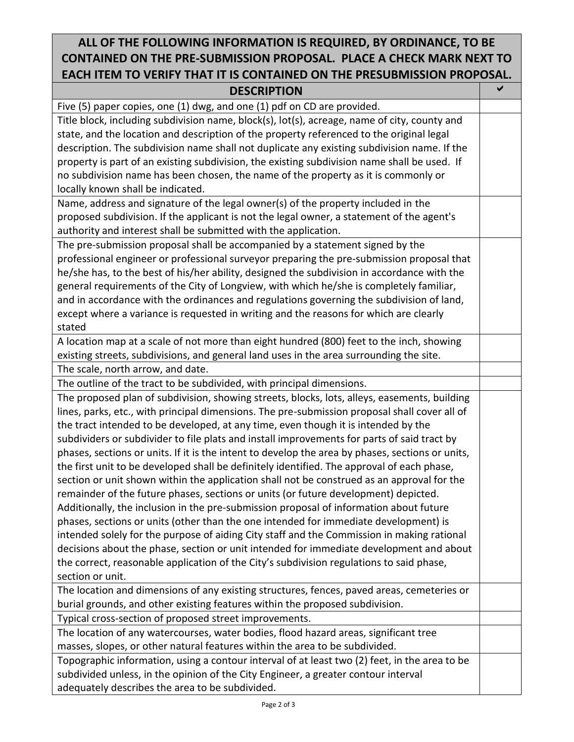| ALL OF THE FOLLOWING INFORMATION IS REQUIRED, BY ORDINANCE, TO BE CONTAINED ON THE PRE-SUBMISSION PROPOSAL. PLACE A CHECK MARK NEXT TO EACH ITEM TO VERIFY THAT IT IS CONTAINED ON THE PRESUBMISSION PROPOSAL. | |
|---|---|
| **DESCRIPTION** | ✔ |
| Five (5) paper copies, one (1) dwg, and one (1) pdf on CD are provided. | |
| Title block, including subdivision name, block(s), lot(s), acreage, name of city, county and state, and the location and description of the property referenced to the original legal description. The subdivision name shall not duplicate any existing subdivision name. If the property is part of an existing subdivision, the existing subdivision name shall be used. If no subdivision name has been chosen, the name of the property as it is commonly or locally known shall be indicated. | |
| Name, address and signature of the legal owner(s) of the property included in the proposed subdivision. If the applicant is not the legal owner, a statement of the agent's authority and interest shall be submitted with the application. | |
| The pre-submission proposal shall be accompanied by a statement signed by the professional engineer or professional surveyor preparing the pre-submission proposal that he/she has, to the best of his/her ability, designed the subdivision in accordance with the general requirements of the City of Longview, with which he/she is completely familiar, and in accordance with the ordinances and regulations governing the subdivision of land, except where a variance is requested in writing and the reasons for which are clearly stated | |
| A location map at a scale of not more than eight hundred (800) feet to the inch, showing existing streets, subdivisions, and general land uses in the area surrounding the site. | |
| The scale, north arrow, and date. | |
| The outline of the tract to be subdivided, with principal dimensions. | |
| The proposed plan of subdivision, showing streets, blocks, lots, alleys, easements, building lines, parks, etc., with principal dimensions. The pre-submission proposal shall cover all of the tract intended to be developed, at any time, even though it is intended by the subdividers or subdivider to file plats and install improvements for parts of said tract by phases, sections or units. If it is the intent to develop the area by phases, sections or units, the first unit to be developed shall be definitely identified. The approval of each phase, section or unit shown within the application shall not be construed as an approval for the remainder of the future phases, sections or units (or future development) depicted. Additionally, the inclusion in the pre-submission proposal of information about future phases, sections or units (other than the one intended for immediate development) is intended solely for the purpose of aiding City staff and the Commission in making rational decisions about the phase, section or unit intended for immediate development and about the correct, reasonable application of the City's subdivision regulations to said phase, section or unit. | |
| The location and dimensions of any existing structures, fences, paved areas, cemeteries or burial grounds, and other existing features within the proposed subdivision. | |
| Typical cross-section of proposed street improvements. | |
| The location of any watercourses, water bodies, flood hazard areas, significant tree masses, slopes, or other natural features within the area to be subdivided. | |
| Topographic information, using a contour interval of at least two (2) feet, in the area to be subdivided unless, in the opinion of the City Engineer, a greater contour interval adequately describes the area to be subdivided. | |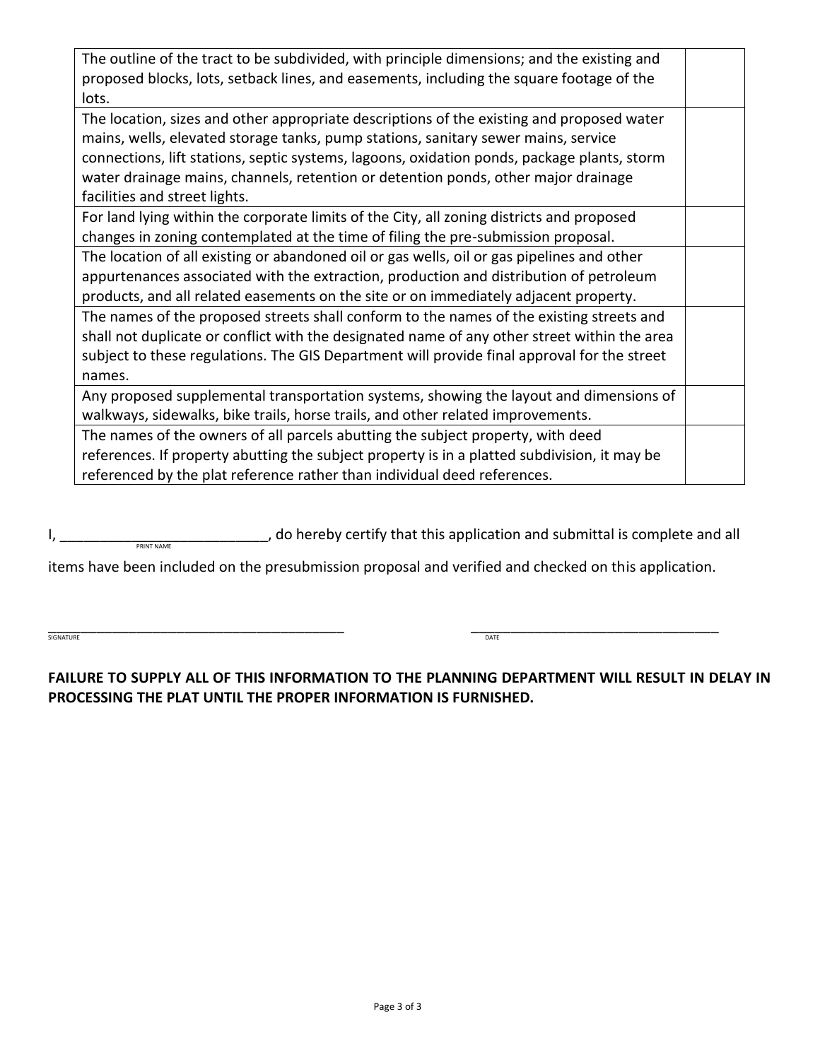| | |
|---|---|
| The outline of the tract to be subdivided, with principle dimensions; and the existing and proposed blocks, lots, setback lines, and easements, including the square footage of the lots. | |
| The location, sizes and other appropriate descriptions of the existing and proposed water mains, wells, elevated storage tanks, pump stations, sanitary sewer mains, service connections, lift stations, septic systems, lagoons, oxidation ponds, package plants, storm water drainage mains, channels, retention or detention ponds, other major drainage facilities and street lights. | |
| For land lying within the corporate limits of the City, all zoning districts and proposed changes in zoning contemplated at the time of filing the pre-submission proposal. | |
| The location of all existing or abandoned oil or gas wells, oil or gas pipelines and other appurtenances associated with the extraction, production and distribution of petroleum products, and all related easements on the site or on immediately adjacent property. | |
| The names of the proposed streets shall conform to the names of the existing streets and shall not duplicate or conflict with the designated name of any other street within the area subject to these regulations. The GIS Department will provide final approval for the street names. | |
| Any proposed supplemental transportation systems, showing the layout and dimensions of walkways, sidewalks, bike trails, horse trails, and other related improvements. | |
| The names of the owners of all parcels abutting the subject property, with deed references. If property abutting the subject property is in a platted subdivision, it may be referenced by the plat reference rather than individual deed references. | |

I, __________________________, do hereby certify that this application and submittal is complete and all
PRINT NAME

items have been included on the presubmission proposal and verified and checked on this application.

________________________________________ ________________________________
SIGNATURE DATE

**FAILURE TO SUPPLY ALL OF THIS INFORMATION TO THE PLANNING DEPARTMENT WILL RESULT IN DELAY IN PROCESSING THE PLAT UNTIL THE PROPER INFORMATION IS FURNISHED.**